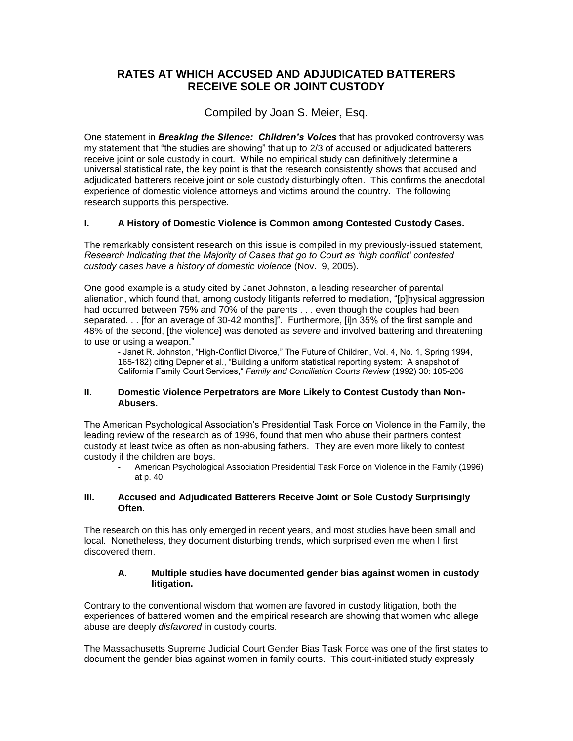# RATES AT WHICH ACCUSED AND ADJUDICATED BATTERERS RECEIVE SOLE OR JOINT CUSTODY

Compiled by Joan S. Meier, Esq.

One statement in ***Breaking the Silence: Children's Voices*** that has provoked controversy was my statement that "the studies are showing" that up to 2/3 of accused or adjudicated batterers receive joint or sole custody in court. While no empirical study can definitively determine a universal statistical rate, the key point is that the research consistently shows that accused and adjudicated batterers receive joint or sole custody disturbingly often. This confirms the anecdotal experience of domestic violence attorneys and victims around the country. The following research supports this perspective.

## I. A History of Domestic Violence is Common among Contested Custody Cases.

The remarkably consistent research on this issue is compiled in my previously-issued statement, *Research Indicating that the Majority of Cases that go to Court as 'high conflict' contested custody cases have a history of domestic violence* (Nov. 9, 2005).

One good example is a study cited by Janet Johnston, a leading researcher of parental alienation, which found that, among custody litigants referred to mediation, "[p]hysical aggression had occurred between 75% and 70% of the parents . . . even though the couples had been separated. . . [for an average of 30-42 months]". Furthermore, [i]n 35% of the first sample and 48% of the second, [the violence] was denoted as *severe* and involved battering and threatening to use or using a weapon."

> - Janet R. Johnston, "High-Conflict Divorce," The Future of Children, Vol. 4, No. 1, Spring 1994, 165-182) citing Depner et al., "Building a uniform statistical reporting system: A snapshot of California Family Court Services," *Family and Conciliation Courts Review* (1992) 30: 185-206

## II. Domestic Violence Perpetrators are More Likely to Contest Custody than Non-Abusers.

The American Psychological Association's Presidential Task Force on Violence in the Family, the leading review of the research as of 1996, found that men who abuse their partners contest custody at least twice as often as non-abusing fathers. They are even more likely to contest custody if the children are boys.

> - American Psychological Association Presidential Task Force on Violence in the Family (1996) at p. 40.

## III. Accused and Adjudicated Batterers Receive Joint or Sole Custody Surprisingly Often.

The research on this has only emerged in recent years, and most studies have been small and local. Nonetheless, they document disturbing trends, which surprised even me when I first discovered them.

### A. Multiple studies have documented gender bias against women in custody litigation.

Contrary to the conventional wisdom that women are favored in custody litigation, both the experiences of battered women and the empirical research are showing that women who allege abuse are deeply *disfavored* in custody courts.

The Massachusetts Supreme Judicial Court Gender Bias Task Force was one of the first states to document the gender bias against women in family courts. This court-initiated study expressly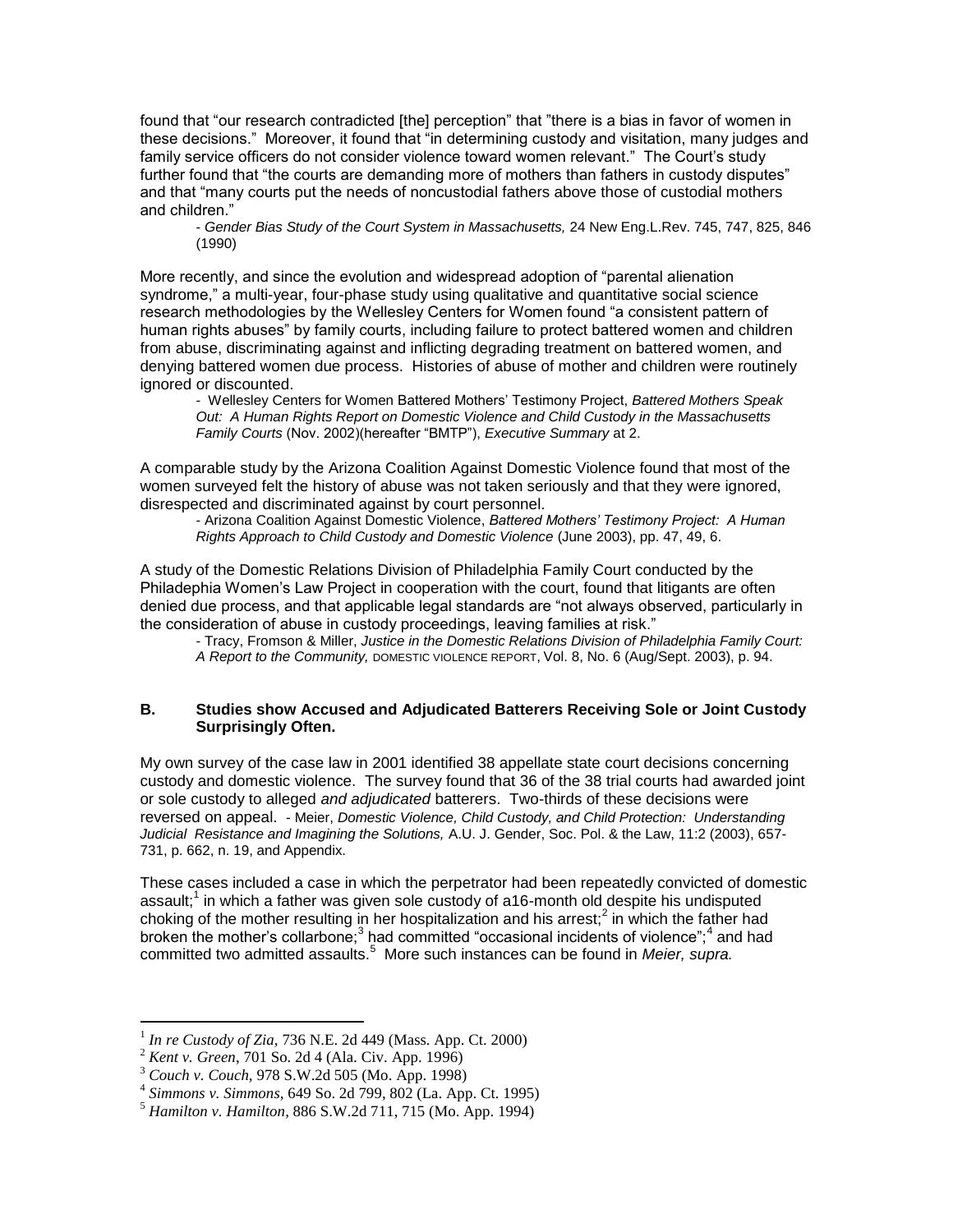found that "our research contradicted [the] perception" that "there is a bias in favor of women in these decisions." Moreover, it found that "in determining custody and visitation, many judges and family service officers do not consider violence toward women relevant." The Court's study further found that "the courts are demanding more of mothers than fathers in custody disputes" and that "many courts put the needs of noncustodial fathers above those of custodial mothers and children."

> - *Gender Bias Study of the Court System in Massachusetts,* 24 New Eng.L.Rev. 745, 747, 825, 846 (1990)

More recently, and since the evolution and widespread adoption of "parental alienation syndrome," a multi-year, four-phase study using qualitative and quantitative social science research methodologies by the Wellesley Centers for Women found "a consistent pattern of human rights abuses" by family courts, including failure to protect battered women and children from abuse, discriminating against and inflicting degrading treatment on battered women, and denying battered women due process. Histories of abuse of mother and children were routinely ignored or discounted.

> - Wellesley Centers for Women Battered Mothers' Testimony Project, *Battered Mothers Speak Out: A Human Rights Report on Domestic Violence and Child Custody in the Massachusetts Family Courts* (Nov. 2002)(hereafter "BMTP"), *Executive Summary* at 2.

A comparable study by the Arizona Coalition Against Domestic Violence found that most of the women surveyed felt the history of abuse was not taken seriously and that they were ignored, disrespected and discriminated against by court personnel.

> - Arizona Coalition Against Domestic Violence, *Battered Mothers' Testimony Project: A Human Rights Approach to Child Custody and Domestic Violence* (June 2003), pp. 47, 49, 6.

A study of the Domestic Relations Division of Philadelphia Family Court conducted by the Philadephia Women's Law Project in cooperation with the court, found that litigants are often denied due process, and that applicable legal standards are "not always observed, particularly in the consideration of abuse in custody proceedings, leaving families at risk."

> - Tracy, Fromson & Miller, *Justice in the Domestic Relations Division of Philadelphia Family Court: A Report to the Community,* DOMESTIC VIOLENCE REPORT, Vol. 8, No. 6 (Aug/Sept. 2003), p. 94.

### B. Studies show Accused and Adjudicated Batterers Receiving Sole or Joint Custody Surprisingly Often.

My own survey of the case law in 2001 identified 38 appellate state court decisions concerning custody and domestic violence. The survey found that 36 of the 38 trial courts had awarded joint or sole custody to alleged *and adjudicated* batterers. Two-thirds of these decisions were reversed on appeal. - Meier, *Domestic Violence, Child Custody, and Child Protection: Understanding Judicial Resistance and Imagining the Solutions,* A.U. J. Gender, Soc. Pol. & the Law, 11:2 (2003), 657-731, p. 662, n. 19, and Appendix.

These cases included a case in which the perpetrator had been repeatedly convicted of domestic assault;[1] in which a father was given sole custody of a16-month old despite his undisputed choking of the mother resulting in her hospitalization and his arrest;[2] in which the father had broken the mother's collarbone;[3] had committed "occasional incidents of violence";[4] and had committed two admitted assaults.[5] More such instances can be found in *Meier, supra.*

---

[1] *In re Custody of Zia*, 736 N.E. 2d 449 (Mass. App. Ct. 2000)

[2] *Kent v. Green*, 701 So. 2d 4 (Ala. Civ. App. 1996)

[3] *Couch v. Couch*, 978 S.W.2d 505 (Mo. App. 1998)

[4] *Simmons v. Simmons*, 649 So. 2d 799, 802 (La. App. Ct. 1995)

[5] *Hamilton v. Hamilton*, 886 S.W.2d 711, 715 (Mo. App. 1994)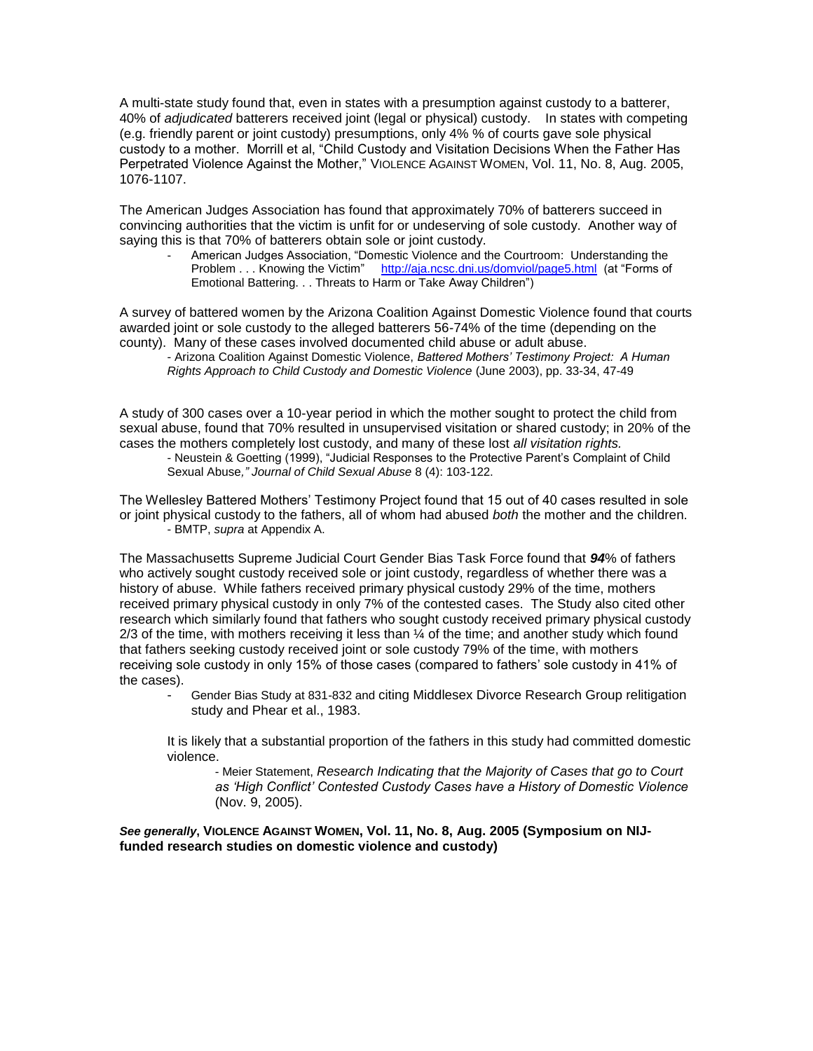A multi-state study found that, even in states with a presumption against custody to a batterer, 40% of *adjudicated* batterers received joint (legal or physical) custody. In states with competing (e.g. friendly parent or joint custody) presumptions, only 4% % of courts gave sole physical custody to a mother. Morrill et al, "Child Custody and Visitation Decisions When the Father Has Perpetrated Violence Against the Mother," VIOLENCE AGAINST WOMEN, Vol. 11, No. 8, Aug. 2005, 1076-1107.

The American Judges Association has found that approximately 70% of batterers succeed in convincing authorities that the victim is unfit for or undeserving of sole custody. Another way of saying this is that 70% of batterers obtain sole or joint custody.

- American Judges Association, "Domestic Violence and the Courtroom: Understanding the Problem . . . Knowing the Victim" http://aja.ncsc.dni.us/domviol/page5.html (at "Forms of Emotional Battering. . . Threats to Harm or Take Away Children")

A survey of battered women by the Arizona Coalition Against Domestic Violence found that courts awarded joint or sole custody to the alleged batterers 56-74% of the time (depending on the county). Many of these cases involved documented child abuse or adult abuse.

- Arizona Coalition Against Domestic Violence, *Battered Mothers' Testimony Project: A Human Rights Approach to Child Custody and Domestic Violence* (June 2003), pp. 33-34, 47-49

A study of 300 cases over a 10-year period in which the mother sought to protect the child from sexual abuse, found that 70% resulted in unsupervised visitation or shared custody; in 20% of the cases the mothers completely lost custody, and many of these lost *all visitation rights.*

- Neustein & Goetting (1999), "Judicial Responses to the Protective Parent's Complaint of Child Sexual Abuse*," Journal of Child Sexual Abuse* 8 (4): 103-122.

The Wellesley Battered Mothers' Testimony Project found that 15 out of 40 cases resulted in sole or joint physical custody to the fathers, all of whom had abused *both* the mother and the children.

- BMTP, *supra* at Appendix A.

The Massachusetts Supreme Judicial Court Gender Bias Task Force found that ***94***% of fathers who actively sought custody received sole or joint custody, regardless of whether there was a history of abuse. While fathers received primary physical custody 29% of the time, mothers received primary physical custody in only 7% of the contested cases. The Study also cited other research which similarly found that fathers who sought custody received primary physical custody 2/3 of the time, with mothers receiving it less than ¼ of the time; and another study which found that fathers seeking custody received joint or sole custody 79% of the time, with mothers receiving sole custody in only 15% of those cases (compared to fathers' sole custody in 41% of the cases).

- Gender Bias Study at 831-832 and citing Middlesex Divorce Research Group relitigation study and Phear et al., 1983.

It is likely that a substantial proportion of the fathers in this study had committed domestic violence.

- Meier Statement, *Research Indicating that the Majority of Cases that go to Court as 'High Conflict' Contested Custody Cases have a History of Domestic Violence* (Nov. 9, 2005).

***See generally*, VIOLENCE AGAINST WOMEN, Vol. 11, No. 8, Aug. 2005 (Symposium on NIJ-funded research studies on domestic violence and custody)**